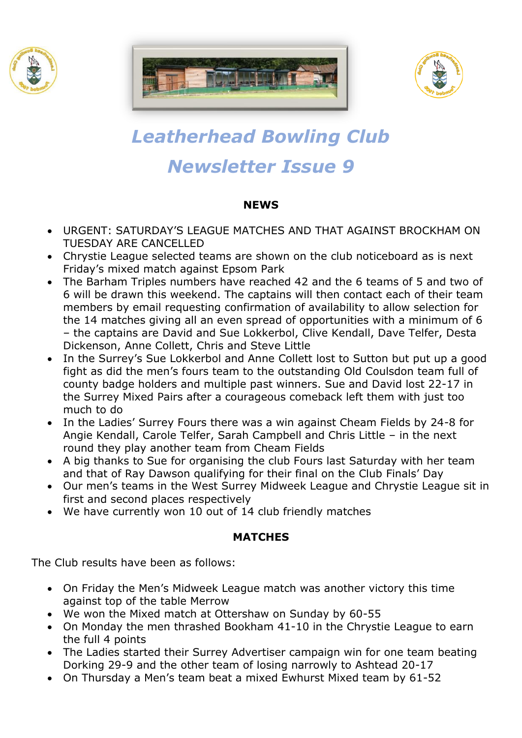# Leatherhead Bowling Club

# Newsletter Issue 9

## NEWS

- URGENT: SATURDAY'S LEAGUE MATCHES AND THAT AGAINST BROCKHAM ON TUESDAY ARE CANCELLED
- Chrystie League selected teams are shown on the club noticeboard as is next Friday's mixed match against Epsom Park
- The Barham Triples numbers have reached 42 and the 6 teams of 5 and two of 6 will be drawn this weekend. The captains will then contact each of their team members by email requesting confirmation of availability to allow selection for the 14 matches giving all an even spread of opportunities with a minimum of 6 – the captains are David and Sue Lokkerbol, Clive Kendall, Dave Telfer, Desta Dickenson, Anne Collett, Chris and Steve Little
- In the Surrey's Sue Lokkerbol and Anne Collett lost to Sutton but put up a good fight as did the men's fours team to the outstanding Old Coulsdon team full of county badge holders and multiple past winners. Sue and David lost 22-17 in the Surrey Mixed Pairs after a courageous comeback left them with just too much to do
- In the Ladies' Surrey Fours there was a win against Cheam Fields by 24-8 for Angie Kendall, Carole Telfer, Sarah Campbell and Chris Little – in the next round they play another team from Cheam Fields
- A big thanks to Sue for organising the club Fours last Saturday with her team and that of Ray Dawson qualifying for their final on the Club Finals' Day
- Our men's teams in the West Surrey Midweek League and Chrystie League sit in first and second places respectively
- We have currently won 10 out of 14 club friendly matches

## MATCHES

The Club results have been as follows:

- On Friday the Men's Midweek League match was another victory this time against top of the table Merrow
- We won the Mixed match at Ottershaw on Sunday by 60-55
- On Monday the men thrashed Bookham 41-10 in the Chrystie League to earn the full 4 points
- The Ladies started their Surrey Advertiser campaign win for one team beating Dorking 29-9 and the other team of losing narrowly to Ashtead 20-17
- On Thursday a Men's team beat a mixed Ewhurst Mixed team by 61-52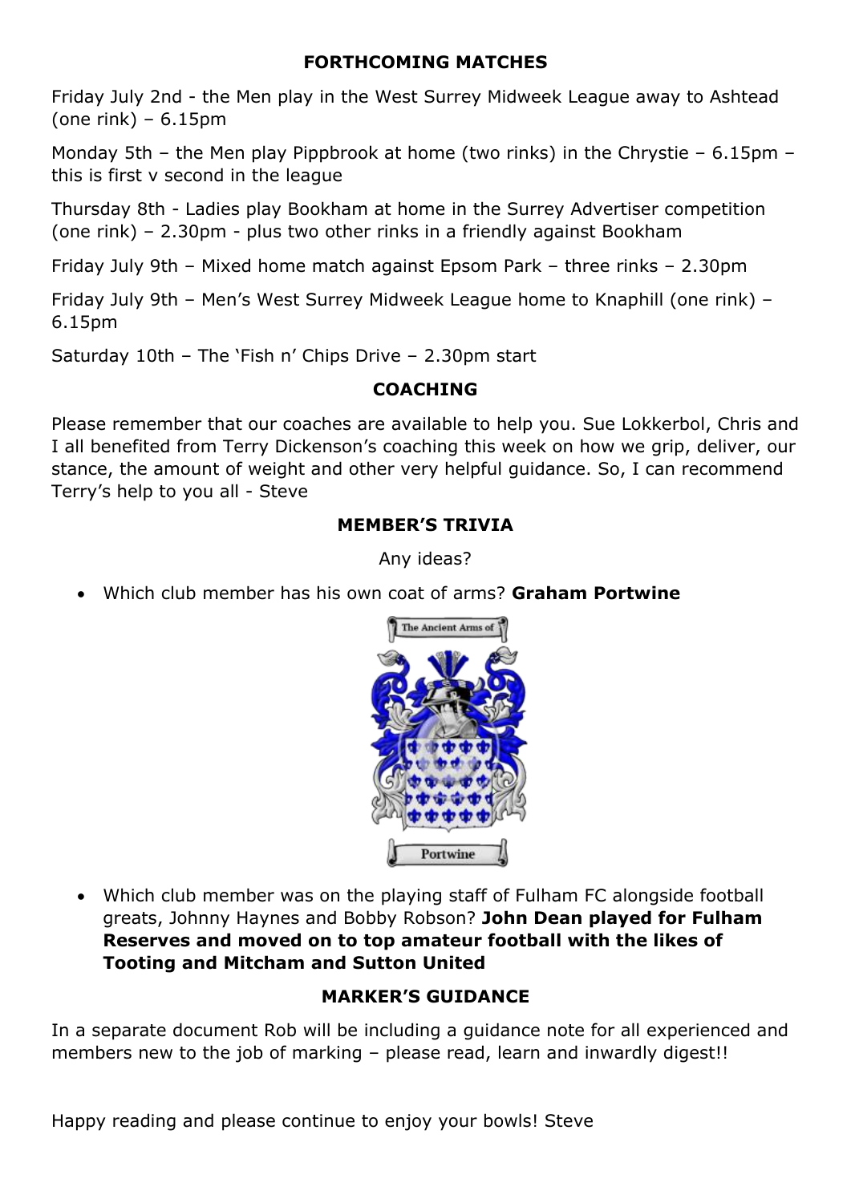## FORTHCOMING MATCHES

Friday July 2nd - the Men play in the West Surrey Midweek League away to Ashtead (one rink) – 6.15pm

Monday 5th – the Men play Pippbrook at home (two rinks) in the Chrystie – 6.15pm – this is first v second in the league

Thursday 8th - Ladies play Bookham at home in the Surrey Advertiser competition (one rink) – 2.30pm - plus two other rinks in a friendly against Bookham

Friday July 9th – Mixed home match against Epsom Park – three rinks – 2.30pm

Friday July 9th – Men's West Surrey Midweek League home to Knaphill (one rink) – 6.15pm

Saturday 10th – The 'Fish n' Chips Drive – 2.30pm start

## COACHING

Please remember that our coaches are available to help you. Sue Lokkerbol, Chris and I all benefited from Terry Dickenson's coaching this week on how we grip, deliver, our stance, the amount of weight and other very helpful guidance. So, I can recommend Terry's help to you all - Steve

## MEMBER'S TRIVIA

Any ideas?

- Which club member has his own coat of arms? **Graham Portwine**

The Ancient Arms of

Portwine

- Which club member was on the playing staff of Fulham FC alongside football greats, Johnny Haynes and Bobby Robson? **John Dean played for Fulham Reserves and moved on to top amateur football with the likes of Tooting and Mitcham and Sutton United**

## MARKER'S GUIDANCE

In a separate document Rob will be including a guidance note for all experienced and members new to the job of marking – please read, learn and inwardly digest!!

Happy reading and please continue to enjoy your bowls! Steve